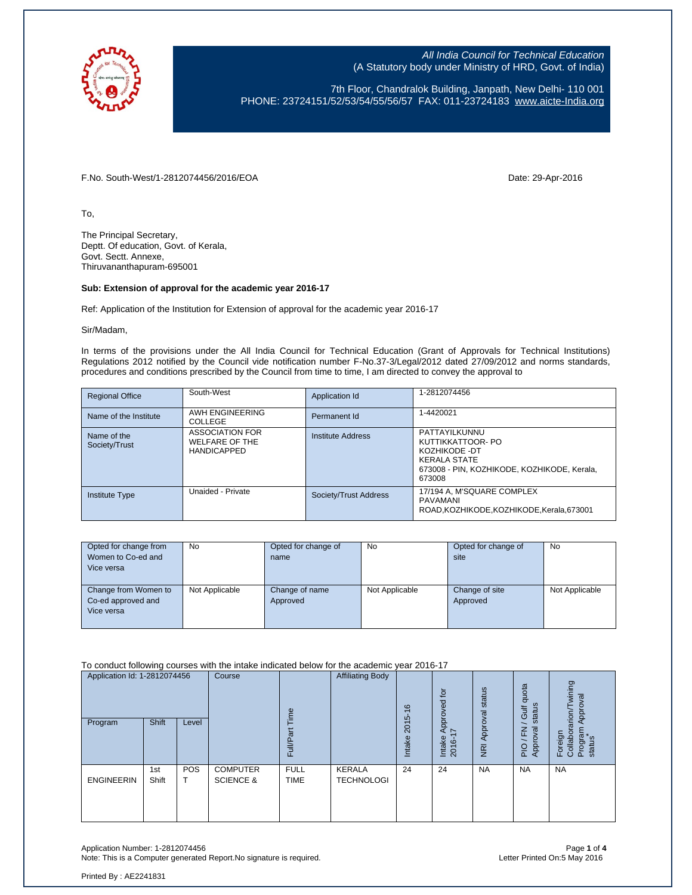*All India Council for Technical Education*
(A Statutory body under Ministry of HRD, Govt. of India)

7th Floor, Chandralok Building, Janpath, New Delhi- 110 001
PHONE: 23724151/52/53/54/55/56/57 FAX: 011-23724183 www.aicte-India.org

F.No. South-West/1-2812074456/2016/EOA

Date: 29-Apr-2016

To,

The Principal Secretary,
Deptt. Of education, Govt. of Kerala,
Govt. Sectt. Annexe,
Thiruvananthapuram-695001

**Sub: Extension of approval for the academic year 2016-17**

Ref: Application of the Institution for Extension of approval for the academic year 2016-17

Sir/Madam,

In terms of the provisions under the All India Council for Technical Education (Grant of Approvals for Technical Institutions) Regulations 2012 notified by the Council vide notification number F-No.37-3/Legal/2012 dated 27/09/2012 and norms standards, procedures and conditions prescribed by the Council from time to time, I am directed to convey the approval to

| Regional Office | South-West | Application Id | 1-2812074456 |
|---|---|---|---|
| Name of the Institute | AWH ENGINEERING COLLEGE | Permanent Id | 1-4420021 |
| Name of the Society/Trust | ASSOCIATION FOR WELFARE OF THE HANDICAPPED | Institute Address | PATTAYILKUNNU KUTTIKKATTOOR- PO KOZHIKODE -DT KERALA STATE 673008 - PIN, KOZHIKODE, KOZHIKODE, Kerala, 673008 |
| Institute Type | Unaided - Private | Society/Trust Address | 17/194 A, M'SQUARE COMPLEX PAVAMANI ROAD,KOZHIKODE,KOZHIKODE,Kerala,673001 |

| Opted for change from Women to Co-ed and Vice versa | No | Opted for change of name | No | Opted for change of site | No |
|---|---|---|---|---|---|
| Change from Women to Co-ed approved and Vice versa | Not Applicable | Change of name Approved | Not Applicable | Change of site Approved | Not Applicable |

To conduct following courses with the intake indicated below for the academic year 2016-17

| Application Id: 1-2812074456 | | | Course | Full/Part Time | Affiliating Body | Intake 2015-16 | Intake Approved for 2016-17 | NRI Approval status | PIO / FN / Gulf quota Approval status | Foreign Collaborarion/Twining Program Approval status* |
|---|---|---|---|---|---|---|---|---|---|---|
| Program | Shift | Level | | | | | | | | |
| ENGINEERIN | 1st Shift | POST | COMPUTER SCIENCE & | FULL TIME | KERALA TECHNOLOGI | 24 | 24 | NA | NA | NA |

Application Number: 1-2812074456
Note: This is a Computer generated Report.No signature is required.

Letter Printed On:5 May 2016

Printed By : AE2241831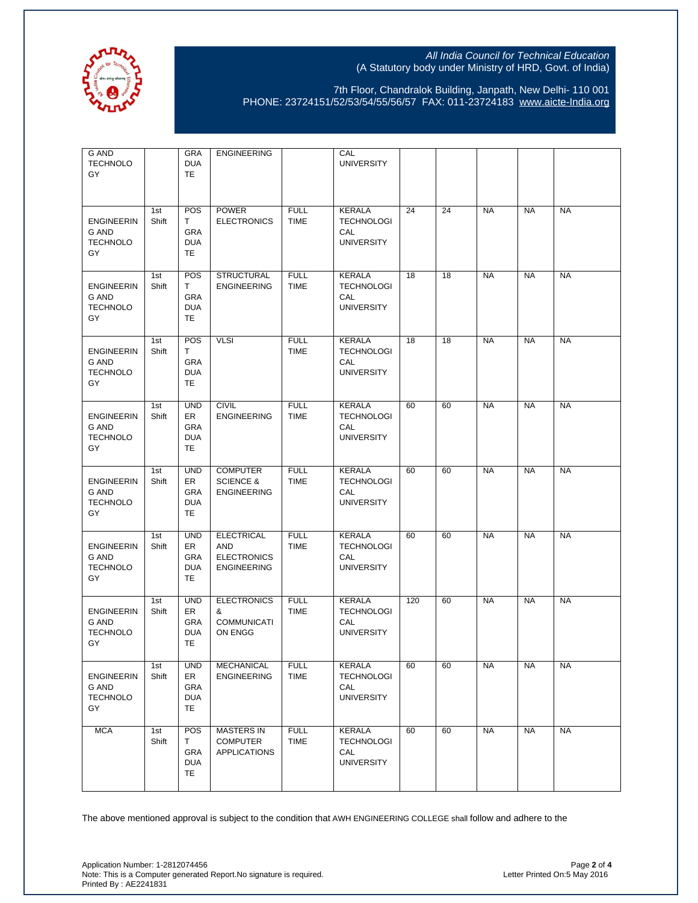| | | | | | | | | | | |
|---|---|---|---|---|---|---|---|---|---|---|
| G AND TECHNOLOGY | | GRADUATE | ENGINEERING | | CAL UNIVERSITY | | | | | |
| ENGINEERING AND TECHNOLOGY | 1st Shift | POST GRADUATE | POWER ELECTRONICS | FULL TIME | KERALA TECHNOLOGICAL UNIVERSITY | 24 | 24 | NA | NA | NA |
| ENGINEERING AND TECHNOLOGY | 1st Shift | POST GRADUATE | STRUCTURAL ENGINEERING | FULL TIME | KERALA TECHNOLOGICAL UNIVERSITY | 18 | 18 | NA | NA | NA |
| ENGINEERING AND TECHNOLOGY | 1st Shift | POST GRADUATE | VLSI | FULL TIME | KERALA TECHNOLOGICAL UNIVERSITY | 18 | 18 | NA | NA | NA |
| ENGINEERING AND TECHNOLOGY | 1st Shift | UNDER GRADUATE | CIVIL ENGINEERING | FULL TIME | KERALA TECHNOLOGICAL UNIVERSITY | 60 | 60 | NA | NA | NA |
| ENGINEERING AND TECHNOLOGY | 1st Shift | UNDER GRADUATE | COMPUTER SCIENCE & ENGINEERING | FULL TIME | KERALA TECHNOLOGICAL UNIVERSITY | 60 | 60 | NA | NA | NA |
| ENGINEERING AND TECHNOLOGY | 1st Shift | UNDER GRADUATE | ELECTRICAL AND ELECTRONICS ENGINEERING | FULL TIME | KERALA TECHNOLOGICAL UNIVERSITY | 60 | 60 | NA | NA | NA |
| ENGINEERING AND TECHNOLOGY | 1st Shift | UNDER GRADUATE | ELECTRONICS & COMMUNICATION ENGG | FULL TIME | KERALA TECHNOLOGICAL UNIVERSITY | 120 | 60 | NA | NA | NA |
| ENGINEERING AND TECHNOLOGY | 1st Shift | UNDER GRADUATE | MECHANICAL ENGINEERING | FULL TIME | KERALA TECHNOLOGICAL UNIVERSITY | 60 | 60 | NA | NA | NA |
| MCA | 1st Shift | POST GRADUATE | MASTERS IN COMPUTER APPLICATIONS | FULL TIME | KERALA TECHNOLOGICAL UNIVERSITY | 60 | 60 | NA | NA | NA |

The above mentioned approval is subject to the condition that AWH ENGINEERING COLLEGE shall follow and adhere to the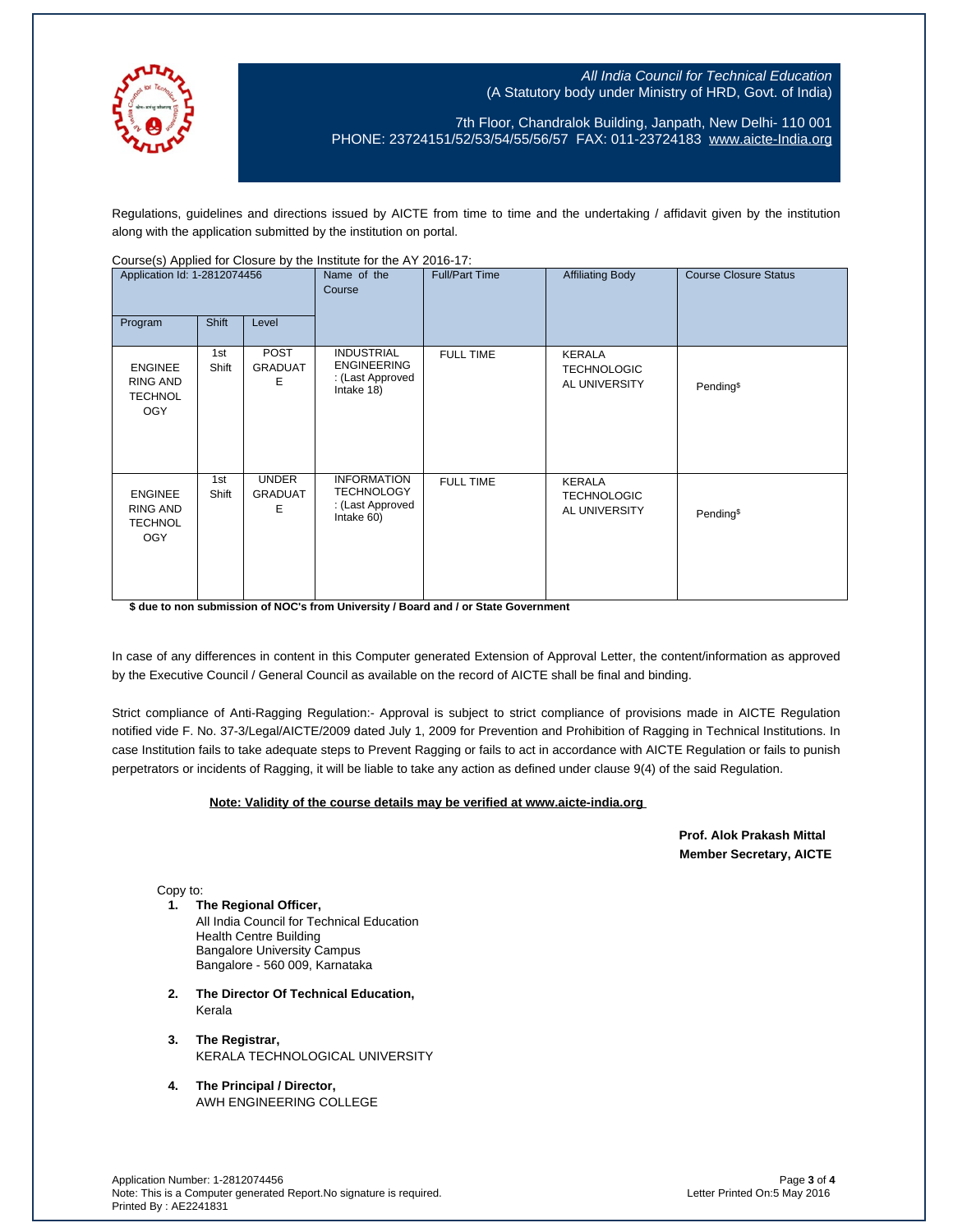*All India Council for Technical Education*
(A Statutory body under Ministry of HRD, Govt. of India)

7th Floor, Chandralok Building, Janpath, New Delhi- 110 001
PHONE: 23724151/52/53/54/55/56/57 FAX: 011-23724183 www.aicte-India.org

Regulations, guidelines and directions issued by AICTE from time to time and the undertaking / affidavit given by the institution along with the application submitted by the institution on portal.

Course(s) Applied for Closure by the Institute for the AY 2016-17:

| Application Id: 1-2812074456 | | | Name of the Course | Full/Part Time | Affiliating Body | Course Closure Status |
|---|---|---|---|---|---|---|
| Program | Shift | Level | | | | |
| ENGINEERING AND TECHNOLOGY | 1st Shift | POST GRADUATE | INDUSTRIAL ENGINEERING : (Last Approved Intake 18) | FULL TIME | KERALA TECHNOLOGICAL UNIVERSITY | Pending$ |
| ENGINEERING AND TECHNOLOGY | 1st Shift | UNDER GRADUATE | INFORMATION TECHNOLOGY : (Last Approved Intake 60) | FULL TIME | KERALA TECHNOLOGICAL UNIVERSITY | Pending$ |

**$ due to non submission of NOC's from University / Board and / or State Government**

In case of any differences in content in this Computer generated Extension of Approval Letter, the content/information as approved by the Executive Council / General Council as available on the record of AICTE shall be final and binding.

Strict compliance of Anti-Ragging Regulation:- Approval is subject to strict compliance of provisions made in AICTE Regulation notified vide F. No. 37-3/Legal/AICTE/2009 dated July 1, 2009 for Prevention and Prohibition of Ragging in Technical Institutions. In case Institution fails to take adequate steps to Prevent Ragging or fails to act in accordance with AICTE Regulation or fails to punish perpetrators or incidents of Ragging, it will be liable to take any action as defined under clause 9(4) of the said Regulation.

**Note: Validity of the course details may be verified at www.aicte-india.org**

**Prof. Alok Prakash Mittal**
**Member Secretary, AICTE**

Copy to:

1. **The Regional Officer,**
   All India Council for Technical Education
   Health Centre Building
   Bangalore University Campus
   Bangalore - 560 009, Karnataka

2. **The Director Of Technical Education,**
   Kerala

3. **The Registrar,**
   KERALA TECHNOLOGICAL UNIVERSITY

4. **The Principal / Director,**
   AWH ENGINEERING COLLEGE

Application Number: 1-2812074456
Note: This is a Computer generated Report.No signature is required.
Printed By : AE2241831

Letter Printed On:5 May 2016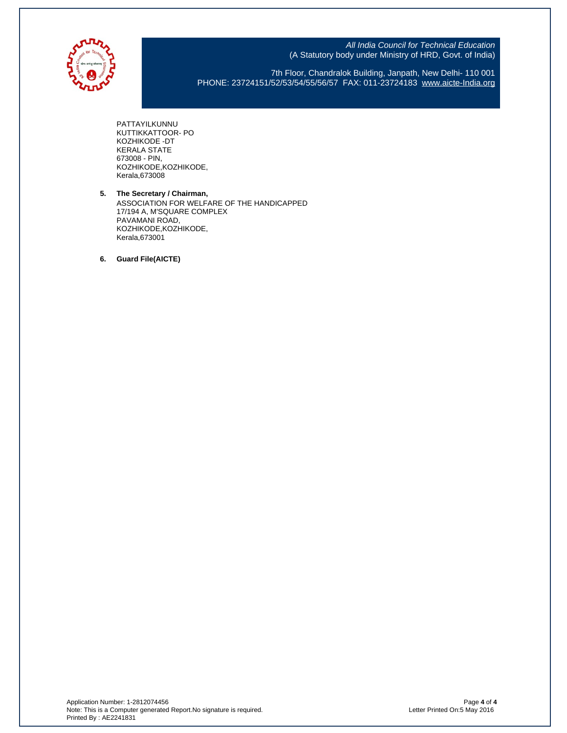PATTAYILKUNNU
KUTTIKKATTOOR- PO
KOZHIKODE -DT
KERALA STATE
673008 - PIN,
KOZHIKODE,KOZHIKODE,
Kerala,673008

5. **The Secretary / Chairman,**
   ASSOCIATION FOR WELFARE OF THE HANDICAPPED
   17/194 A, M'SQUARE COMPLEX
   PAVAMANI ROAD,
   KOZHIKODE,KOZHIKODE,
   Kerala,673001

6. **Guard File(AICTE)**

Application Number: 1-2812074456
Note: This is a Computer generated Report.No signature is required.
Printed By : AE2241831

Letter Printed On:5 May 2016